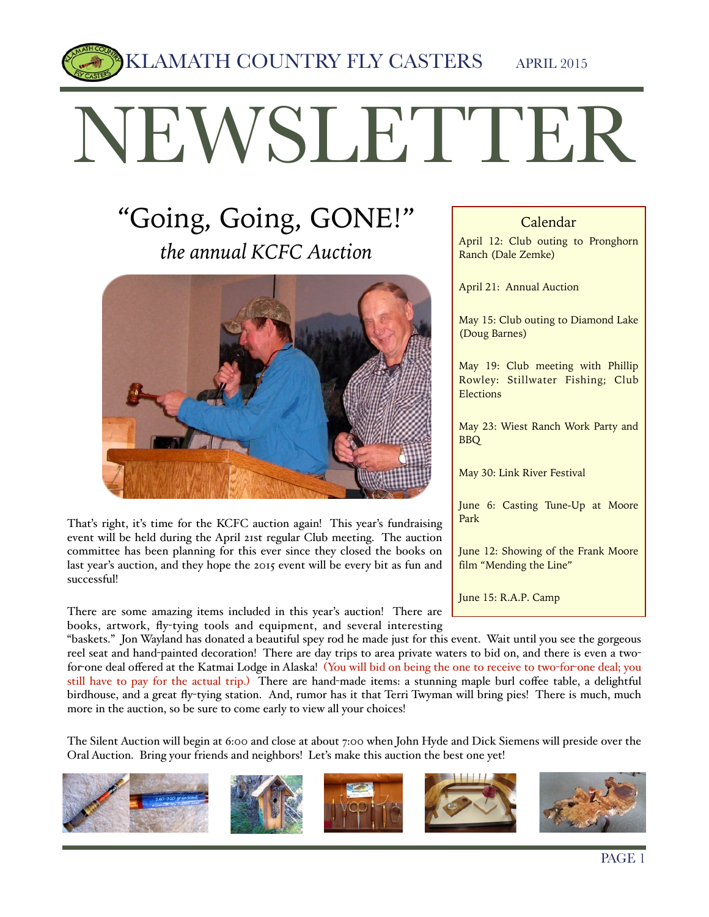KLAMATH COUNTRY FLY CASTERS APRIL 2015

# NEWSLETTER

## "Going, Going, GONE!"

### *the annual KCFC Auction*

That's right, it's time for the KCFC auction again! This year's fundraising event will be held during the April 21st regular Club meeting. The auction committee has been planning for this ever since they closed the books on last year's auction, and they hope the 2015 event will be every bit as fun and successful!

There are some amazing items included in this year's auction! There are books, artwork, fly-tying tools and equipment, and several interesting "baskets." Jon Wayland has donated a beautiful spey rod he made just for this event. Wait until you see the gorgeous reel seat and hand-painted decoration! There are day trips to area private waters to bid on, and there is even a two-for-one deal offered at the Katmai Lodge in Alaska! (You will bid on being the one to receive to two-for-one deal; you still have to pay for the actual trip.) There are hand-made items: a stunning maple burl coffee table, a delightful birdhouse, and a great fly-tying station. And, rumor has it that Terri Twyman will bring pies! There is much, much more in the auction, so be sure to come early to view all your choices!

The Silent Auction will begin at 6:00 and close at about 7:00 when John Hyde and Dick Siemens will preside over the Oral Auction. Bring your friends and neighbors! Let's make this auction the best one yet!

### Calendar

April 12: Club outing to Pronghorn Ranch (Dale Zemke)

April 21: Annual Auction

May 15: Club outing to Diamond Lake (Doug Barnes)

May 19: Club meeting with Phillip Rowley: Stillwater Fishing; Club Elections

May 23: Wiest Ranch Work Party and BBQ

May 30: Link River Festival

June 6: Casting Tune-Up at Moore Park

June 12: Showing of the Frank Moore film "Mending the Line"

June 15: R.A.P. Camp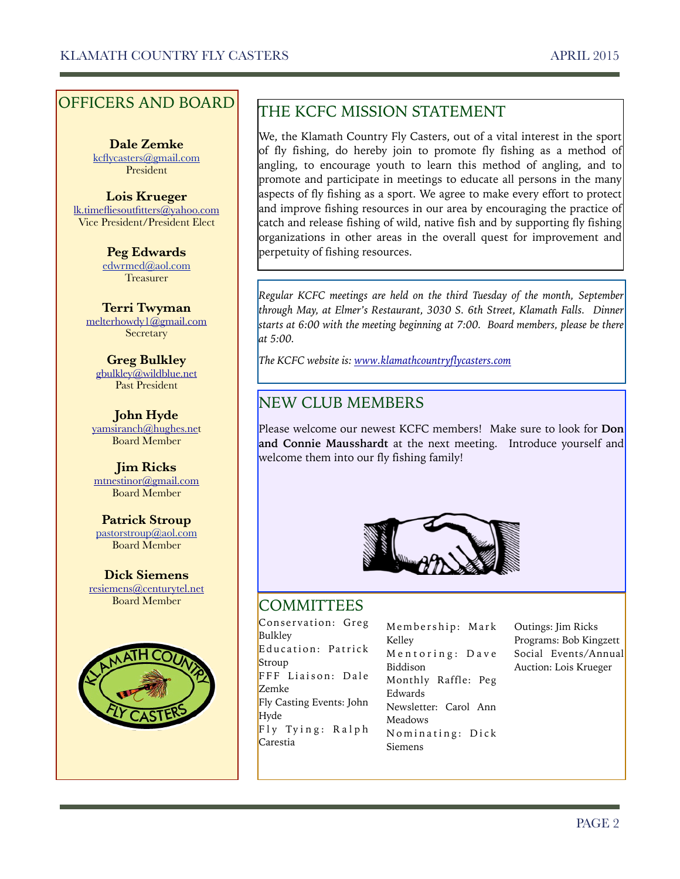## OFFICERS AND BOARD

**Dale Zemke**
kcflycasters@gmail.com
President

**Lois Krueger**
lk.timefliesoutfitters@yahoo.com
Vice President/President Elect

**Peg Edwards**
edwrmed@aol.com
Treasurer

**Terri Twyman**
melterhowdy1@gmail.com
Secretary

**Greg Bulkley**
gbulkley@wildblue.net
Past President

**John Hyde**
yamsiranch@hughes.net
Board Member

**Jim Ricks**
mtnestinor@gmail.com
Board Member

**Patrick Stroup**
pastorstroup@aol.com
Board Member

**Dick Siemens**
resiemens@centurytel.net
Board Member

## THE KCFC MISSION STATEMENT

We, the Klamath Country Fly Casters, out of a vital interest in the sport of fly fishing, do hereby join to promote fly fishing as a method of angling, to encourage youth to learn this method of angling, and to promote and participate in meetings to educate all persons in the many aspects of fly fishing as a sport. We agree to make every effort to protect and improve fishing resources in our area by encouraging the practice of catch and release fishing of wild, native fish and by supporting fly fishing organizations in other areas in the overall quest for improvement and perpetuity of fishing resources.

*Regular KCFC meetings are held on the third Tuesday of the month, September through May, at Elmer's Restaurant, 3030 S. 6th Street, Klamath Falls. Dinner starts at 6:00 with the meeting beginning at 7:00. Board members, please be there at 5:00.*

*The KCFC website is: www.klamathcountryflycasters.com*

## NEW CLUB MEMBERS

Please welcome our newest KCFC members! Make sure to look for **Don and Connie Mausshardt** at the next meeting. Introduce yourself and welcome them into our fly fishing family!

## COMMITTEES

Conservation: Greg Bulkley
Education: Patrick Stroup
FFF Liaison: Dale Zemke
Fly Casting Events: John Hyde
Fly Tying: Ralph Carestia
Membership: Mark Kelley
Mentoring: Dave Biddison
Monthly Raffle: Peg Edwards
Newsletter: Carol Ann Meadows
Nominating: Dick Siemens
Outings: Jim Ricks
Programs: Bob Kingzett
Social Events/Annual Auction: Lois Krueger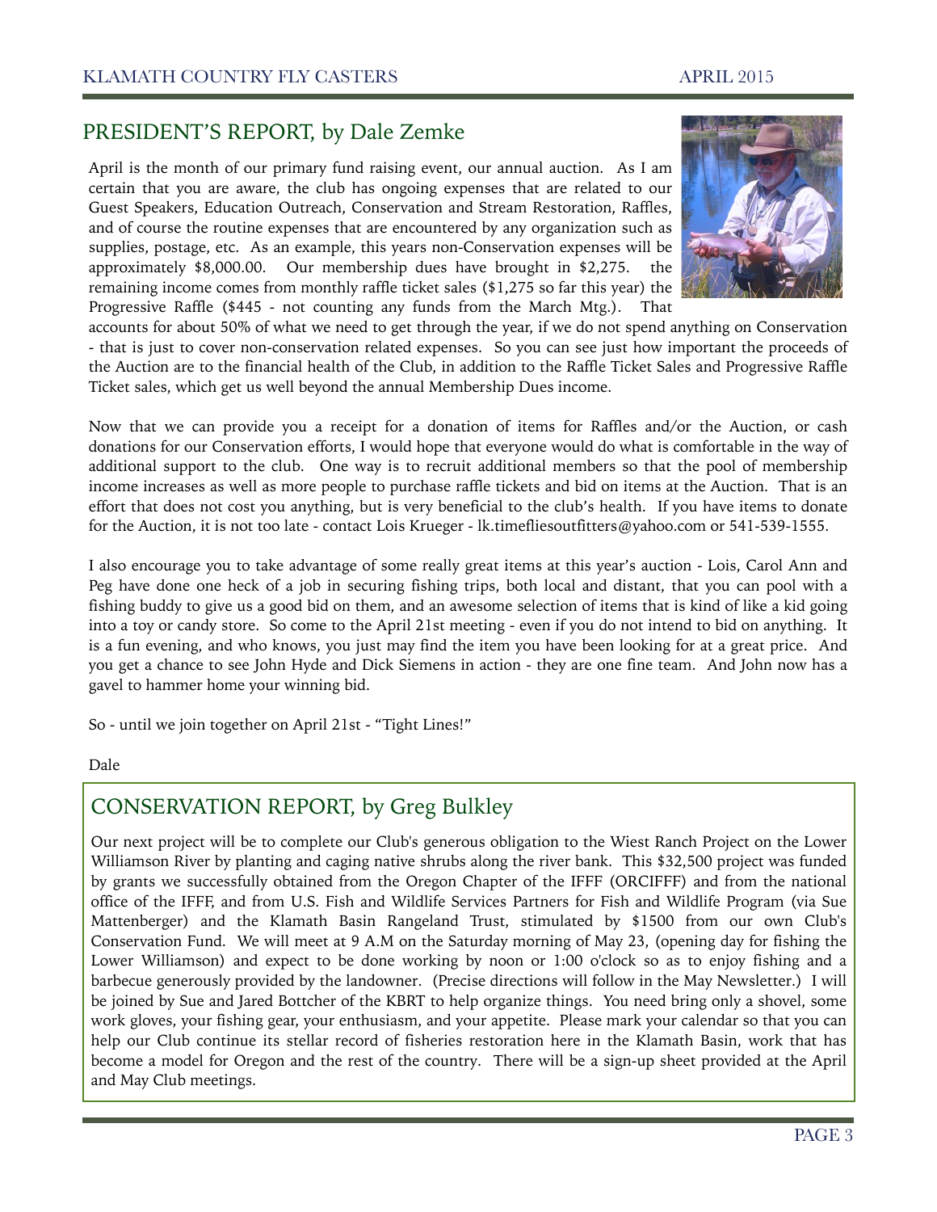## PRESIDENT'S REPORT, by Dale Zemke

April is the month of our primary fund raising event, our annual auction. As I am certain that you are aware, the club has ongoing expenses that are related to our Guest Speakers, Education Outreach, Conservation and Stream Restoration, Raffles, and of course the routine expenses that are encountered by any organization such as supplies, postage, etc. As an example, this years non-Conservation expenses will be approximately $8,000.00. Our membership dues have brought in $2,275. the remaining income comes from monthly raffle ticket sales ($1,275 so far this year) the Progressive Raffle ($445 - not counting any funds from the March Mtg.). That accounts for about 50% of what we need to get through the year, if we do not spend anything on Conservation - that is just to cover non-conservation related expenses. So you can see just how important the proceeds of the Auction are to the financial health of the Club, in addition to the Raffle Ticket Sales and Progressive Raffle Ticket sales, which get us well beyond the annual Membership Dues income.

Now that we can provide you a receipt for a donation of items for Raffles and/or the Auction, or cash donations for our Conservation efforts, I would hope that everyone would do what is comfortable in the way of additional support to the club. One way is to recruit additional members so that the pool of membership income increases as well as more people to purchase raffle tickets and bid on items at the Auction. That is an effort that does not cost you anything, but is very beneficial to the club's health. If you have items to donate for the Auction, it is not too late - contact Lois Krueger - lk.timefliesoutfitters@yahoo.com or 541-539-1555.

I also encourage you to take advantage of some really great items at this year's auction - Lois, Carol Ann and Peg have done one heck of a job in securing fishing trips, both local and distant, that you can pool with a fishing buddy to give us a good bid on them, and an awesome selection of items that is kind of like a kid going into a toy or candy store. So come to the April 21st meeting - even if you do not intend to bid on anything. It is a fun evening, and who knows, you just may find the item you have been looking for at a great price. And you get a chance to see John Hyde and Dick Siemens in action - they are one fine team. And John now has a gavel to hammer home your winning bid.

So - until we join together on April 21st - "Tight Lines!"

Dale

## CONSERVATION REPORT, by Greg Bulkley

Our next project will be to complete our Club's generous obligation to the Wiest Ranch Project on the Lower Williamson River by planting and caging native shrubs along the river bank. This $32,500 project was funded by grants we successfully obtained from the Oregon Chapter of the IFFF (ORCIFFF) and from the national office of the IFFF, and from U.S. Fish and Wildlife Services Partners for Fish and Wildlife Program (via Sue Mattenberger) and the Klamath Basin Rangeland Trust, stimulated by $1500 from our own Club's Conservation Fund. We will meet at 9 A.M on the Saturday morning of May 23, (opening day for fishing the Lower Williamson) and expect to be done working by noon or 1:00 o'clock so as to enjoy fishing and a barbecue generously provided by the landowner. (Precise directions will follow in the May Newsletter.) I will be joined by Sue and Jared Bottcher of the KBRT to help organize things. You need bring only a shovel, some work gloves, your fishing gear, your enthusiasm, and your appetite. Please mark your calendar so that you can help our Club continue its stellar record of fisheries restoration here in the Klamath Basin, work that has become a model for Oregon and the rest of the country. There will be a sign-up sheet provided at the April and May Club meetings.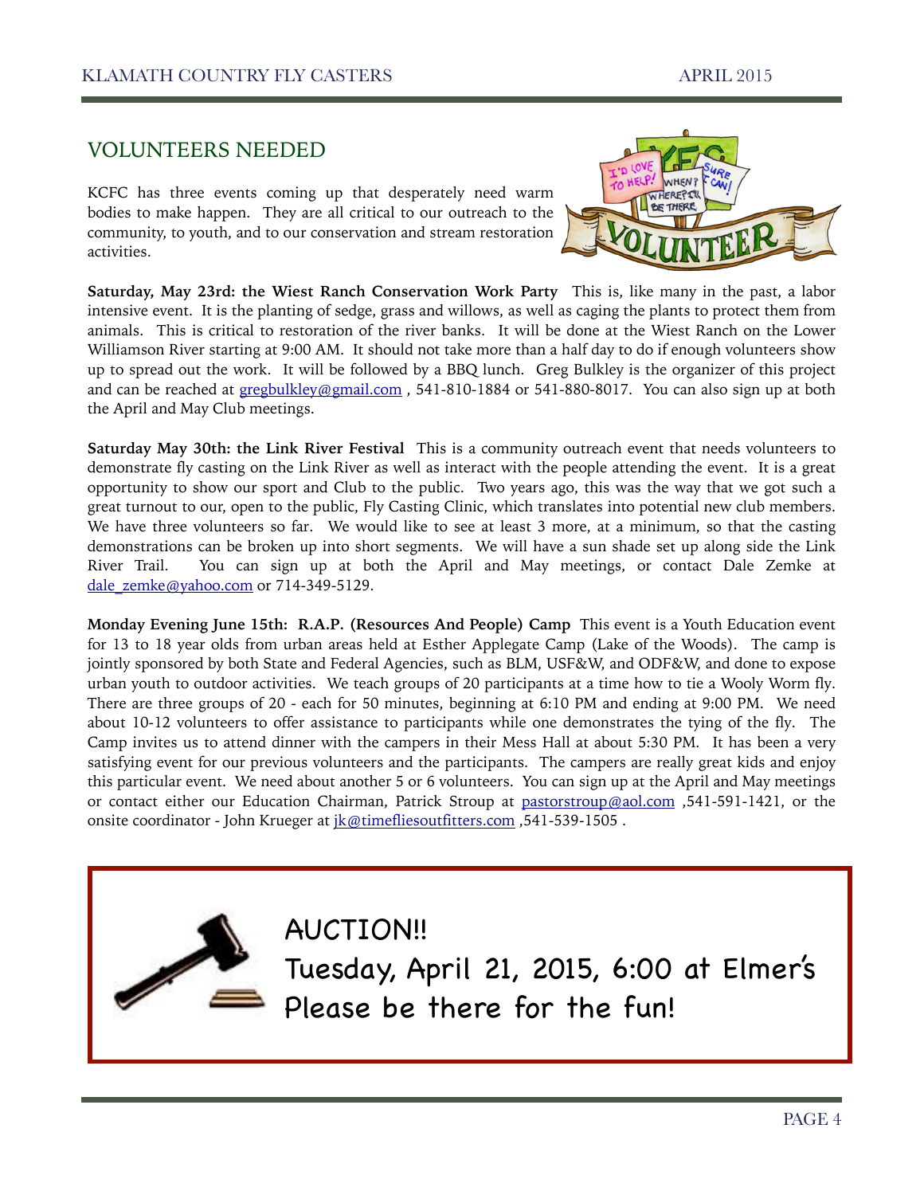## VOLUNTEERS NEEDED

KCFC has three events coming up that desperately need warm bodies to make happen. They are all critical to our outreach to the community, to youth, and to our conservation and stream restoration activities.

**Saturday, May 23rd: the Wiest Ranch Conservation Work Party** This is, like many in the past, a labor intensive event. It is the planting of sedge, grass and willows, as well as caging the plants to protect them from animals. This is critical to restoration of the river banks. It will be done at the Wiest Ranch on the Lower Williamson River starting at 9:00 AM. It should not take more than a half day to do if enough volunteers show up to spread out the work. It will be followed by a BBQ lunch. Greg Bulkley is the organizer of this project and can be reached at gregbulkley@gmail.com , 541-810-1884 or 541-880-8017. You can also sign up at both the April and May Club meetings.

**Saturday May 30th: the Link River Festival** This is a community outreach event that needs volunteers to demonstrate fly casting on the Link River as well as interact with the people attending the event. It is a great opportunity to show our sport and Club to the public. Two years ago, this was the way that we got such a great turnout to our, open to the public, Fly Casting Clinic, which translates into potential new club members. We have three volunteers so far. We would like to see at least 3 more, at a minimum, so that the casting demonstrations can be broken up into short segments. We will have a sun shade set up along side the Link River Trail. You can sign up at both the April and May meetings, or contact Dale Zemke at dale_zemke@yahoo.com or 714-349-5129.

**Monday Evening June 15th: R.A.P. (Resources And People) Camp** This event is a Youth Education event for 13 to 18 year olds from urban areas held at Esther Applegate Camp (Lake of the Woods). The camp is jointly sponsored by both State and Federal Agencies, such as BLM, USF&W, and ODF&W, and done to expose urban youth to outdoor activities. We teach groups of 20 participants at a time how to tie a Wooly Worm fly. There are three groups of 20 - each for 50 minutes, beginning at 6:10 PM and ending at 9:00 PM. We need about 10-12 volunteers to offer assistance to participants while one demonstrates the tying of the fly. The Camp invites us to attend dinner with the campers in their Mess Hall at about 5:30 PM. It has been a very satisfying event for our previous volunteers and the participants. The campers are really great kids and enjoy this particular event. We need about another 5 or 6 volunteers. You can sign up at the April and May meetings or contact either our Education Chairman, Patrick Stroup at pastorstroup@aol.com ,541-591-1421, or the onsite coordinator - John Krueger at jk@timefliesoutfitters.com ,541-539-1505 .

AUCTION!!

Tuesday, April 21, 2015, 6:00 at Elmer's

Please be there for the fun!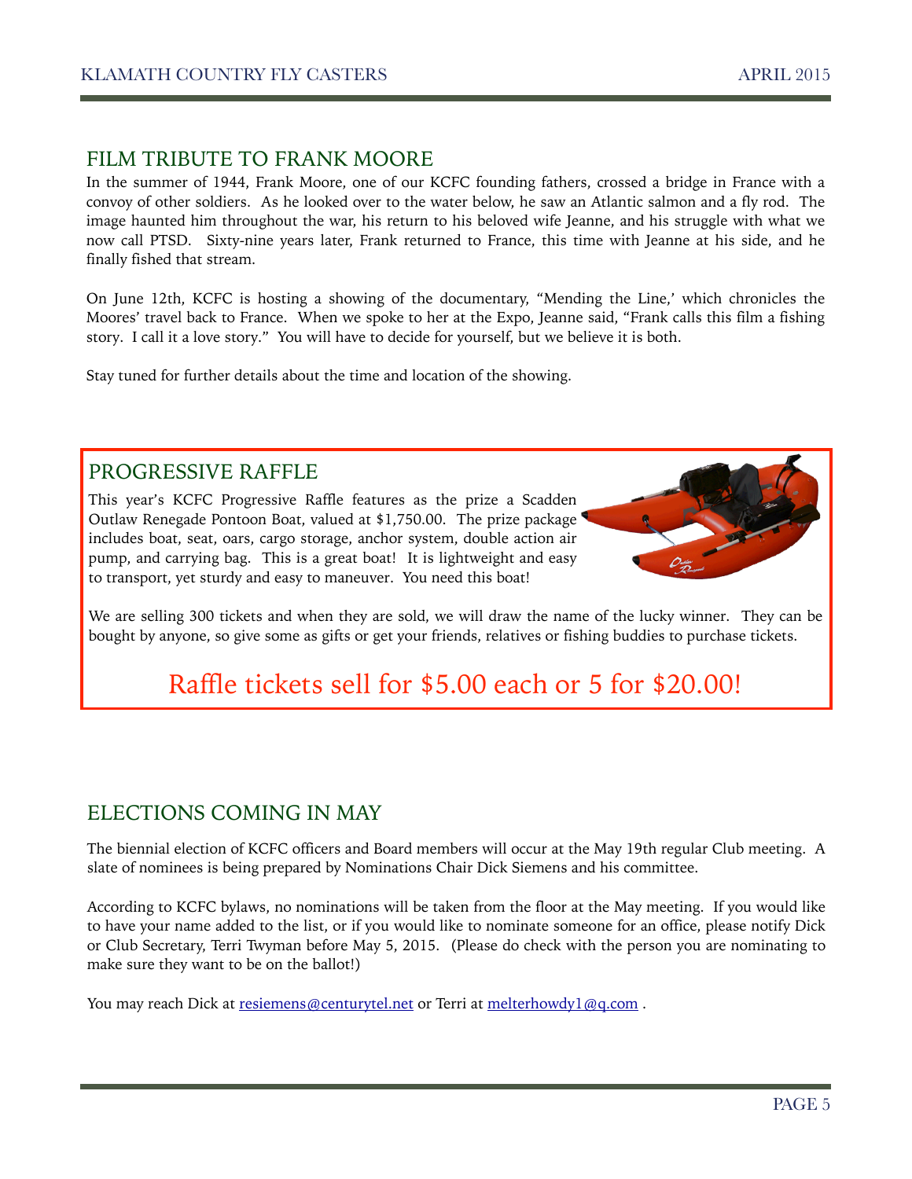## FILM TRIBUTE TO FRANK MOORE

In the summer of 1944, Frank Moore, one of our KCFC founding fathers, crossed a bridge in France with a convoy of other soldiers. As he looked over to the water below, he saw an Atlantic salmon and a fly rod. The image haunted him throughout the war, his return to his beloved wife Jeanne, and his struggle with what we now call PTSD. Sixty-nine years later, Frank returned to France, this time with Jeanne at his side, and he finally fished that stream.

On June 12th, KCFC is hosting a showing of the documentary, "Mending the Line,' which chronicles the Moores' travel back to France. When we spoke to her at the Expo, Jeanne said, "Frank calls this film a fishing story. I call it a love story." You will have to decide for yourself, but we believe it is both.

Stay tuned for further details about the time and location of the showing.

## PROGRESSIVE RAFFLE

This year's KCFC Progressive Raffle features as the prize a Scadden Outlaw Renegade Pontoon Boat, valued at $1,750.00. The prize package includes boat, seat, oars, cargo storage, anchor system, double action air pump, and carrying bag. This is a great boat! It is lightweight and easy to transport, yet sturdy and easy to maneuver. You need this boat!

We are selling 300 tickets and when they are sold, we will draw the name of the lucky winner. They can be bought by anyone, so give some as gifts or get your friends, relatives or fishing buddies to purchase tickets.

**Raffle tickets sell for $5.00 each or 5 for $20.00!**

## ELECTIONS COMING IN MAY

The biennial election of KCFC officers and Board members will occur at the May 19th regular Club meeting. A slate of nominees is being prepared by Nominations Chair Dick Siemens and his committee.

According to KCFC bylaws, no nominations will be taken from the floor at the May meeting. If you would like to have your name added to the list, or if you would like to nominate someone for an office, please notify Dick or Club Secretary, Terri Twyman before May 5, 2015. (Please do check with the person you are nominating to make sure they want to be on the ballot!)

You may reach Dick at resiemens@centurytel.net or Terri at melterhowdy1@q.com .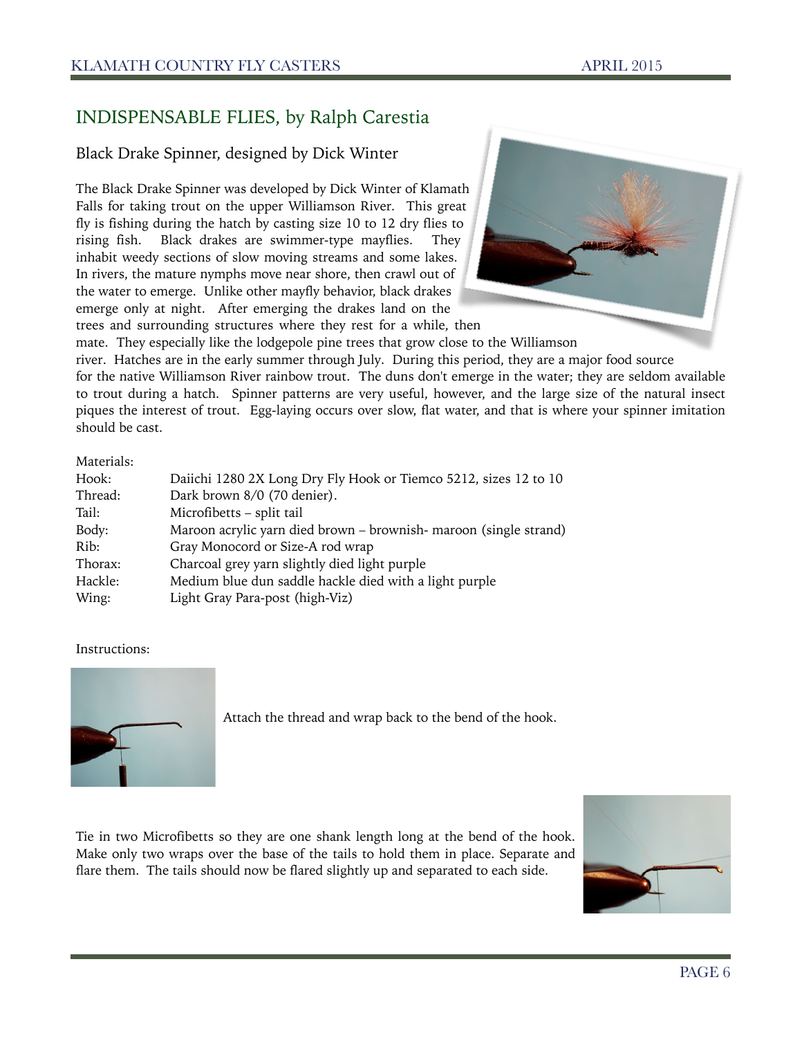## INDISPENSABLE FLIES, by Ralph Carestia

### Black Drake Spinner, designed by Dick Winter

The Black Drake Spinner was developed by Dick Winter of Klamath Falls for taking trout on the upper Williamson River. This great fly is fishing during the hatch by casting size 10 to 12 dry flies to rising fish. Black drakes are swimmer-type mayflies. They inhabit weedy sections of slow moving streams and some lakes. In rivers, the mature nymphs move near shore, then crawl out of the water to emerge. Unlike other mayfly behavior, black drakes emerge only at night. After emerging the drakes land on the trees and surrounding structures where they rest for a while, then mate. They especially like the lodgepole pine trees that grow close to the Williamson river. Hatches are in the early summer through July. During this period, they are a major food source for the native Williamson River rainbow trout. The duns don't emerge in the water; they are seldom available to trout during a hatch. Spinner patterns are very useful, however, and the large size of the natural insect piques the interest of trout. Egg-laying occurs over slow, flat water, and that is where your spinner imitation should be cast.

Materials:

| | |
|---|---|
| Hook: | Daiichi 1280 2X Long Dry Fly Hook or Tiemco 5212, sizes 12 to 10 |
| Thread: | Dark brown 8/0 (70 denier). |
| Tail: | Microfibetts – split tail |
| Body: | Maroon acrylic yarn died brown – brownish- maroon (single strand) |
| Rib: | Gray Monocord or Size-A rod wrap |
| Thorax: | Charcoal grey yarn slightly died light purple |
| Hackle: | Medium blue dun saddle hackle died with a light purple |
| Wing: | Light Gray Para-post (high-Viz) |

Instructions:

Attach the thread and wrap back to the bend of the hook.

Tie in two Microfibetts so they are one shank length long at the bend of the hook. Make only two wraps over the base of the tails to hold them in place. Separate and flare them. The tails should now be flared slightly up and separated to each side.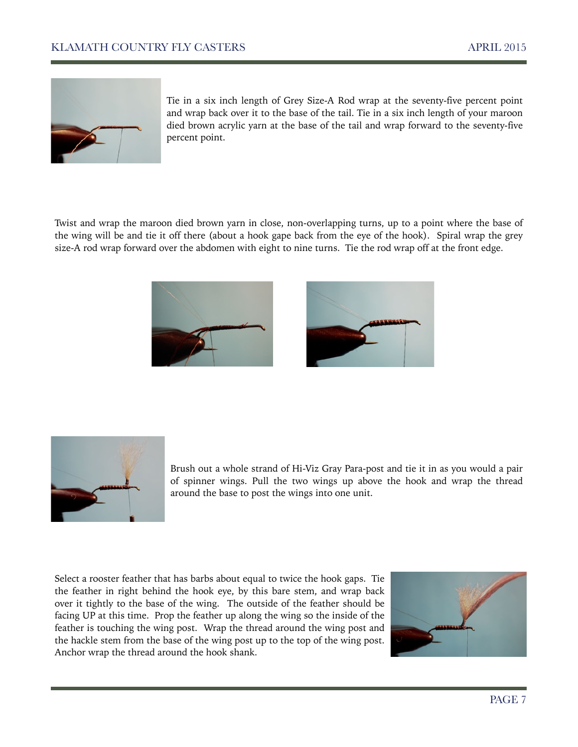Tie in a six inch length of Grey Size-A Rod wrap at the seventy-five percent point and wrap back over it to the base of the tail. Tie in a six inch length of your maroon died brown acrylic yarn at the base of the tail and wrap forward to the seventy-five percent point.

Twist and wrap the maroon died brown yarn in close, non-overlapping turns, up to a point where the base of the wing will be and tie it off there (about a hook gape back from the eye of the hook). Spiral wrap the grey size-A rod wrap forward over the abdomen with eight to nine turns. Tie the rod wrap off at the front edge.

Brush out a whole strand of Hi-Viz Gray Para-post and tie it in as you would a pair of spinner wings. Pull the two wings up above the hook and wrap the thread around the base to post the wings into one unit.

Select a rooster feather that has barbs about equal to twice the hook gaps. Tie the feather in right behind the hook eye, by this bare stem, and wrap back over it tightly to the base of the wing. The outside of the feather should be facing UP at this time. Prop the feather up along the wing so the inside of the feather is touching the wing post. Wrap the thread around the wing post and the hackle stem from the base of the wing post up to the top of the wing post. Anchor wrap the thread around the hook shank.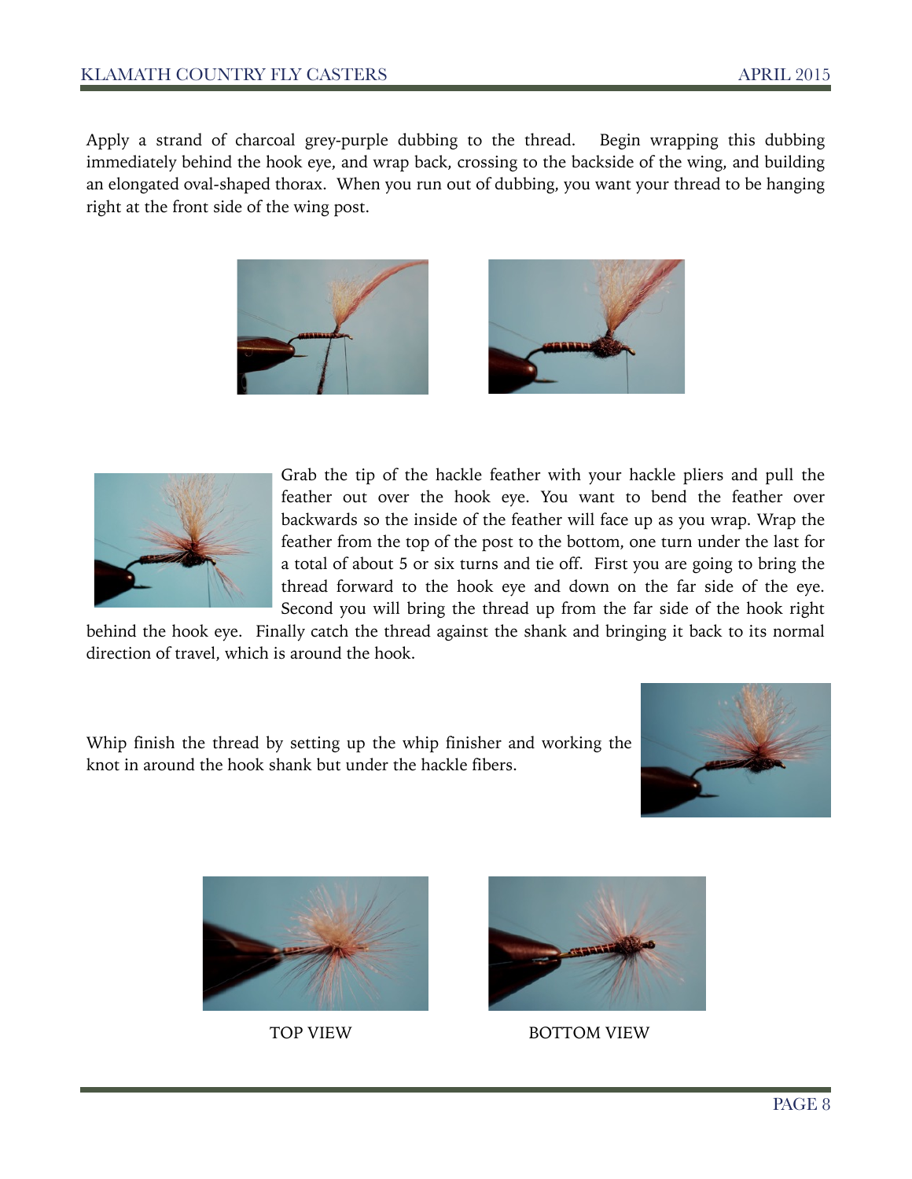Apply a strand of charcoal grey-purple dubbing to the thread. Begin wrapping this dubbing immediately behind the hook eye, and wrap back, crossing to the backside of the wing, and building an elongated oval-shaped thorax. When you run out of dubbing, you want your thread to be hanging right at the front side of the wing post.

Grab the tip of the hackle feather with your hackle pliers and pull the feather out over the hook eye. You want to bend the feather over backwards so the inside of the feather will face up as you wrap. Wrap the feather from the top of the post to the bottom, one turn under the last for a total of about 5 or six turns and tie off. First you are going to bring the thread forward to the hook eye and down on the far side of the eye. Second you will bring the thread up from the far side of the hook right behind the hook eye. Finally catch the thread against the shank and bringing it back to its normal direction of travel, which is around the hook.

Whip finish the thread by setting up the whip finisher and working the knot in around the hook shank but under the hackle fibers.

TOP VIEW

BOTTOM VIEW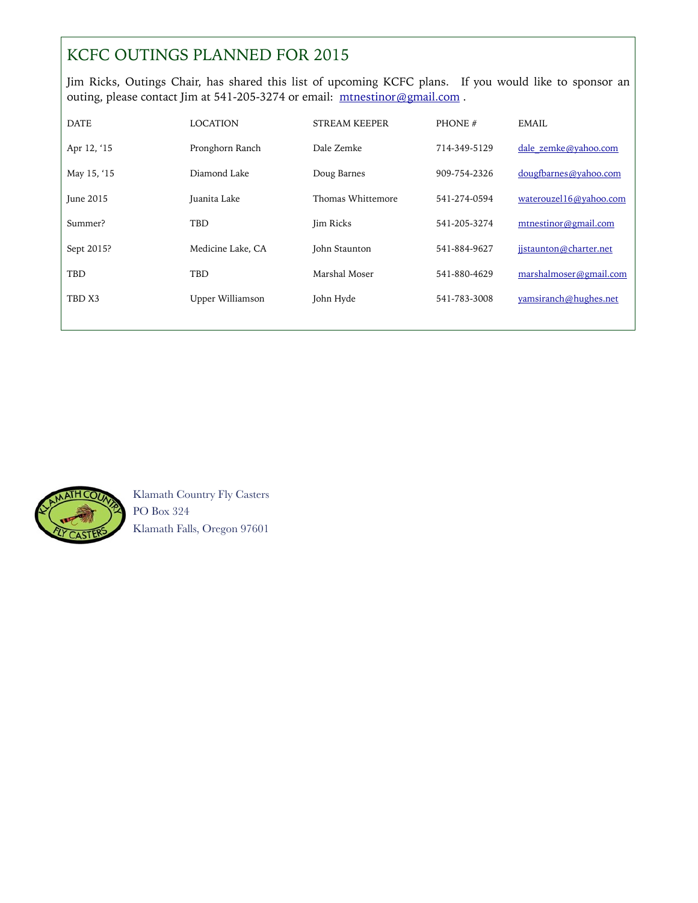## KCFC OUTINGS PLANNED FOR 2015

Jim Ricks, Outings Chair, has shared this list of upcoming KCFC plans. If you would like to sponsor an outing, please contact Jim at 541-205-3274 or email: mtnestinor@gmail.com .

| DATE | LOCATION | STREAM KEEPER | PHONE # | EMAIL |
|---|---|---|---|---|
| Apr 12, '15 | Pronghorn Ranch | Dale Zemke | 714-349-5129 | dale_zemke@yahoo.com |
| May 15, '15 | Diamond Lake | Doug Barnes | 909-754-2326 | dougfbarnes@yahoo.com |
| June 2015 | Juanita Lake | Thomas Whittemore | 541-274-0594 | waterouzel16@yahoo.com |
| Summer? | TBD | Jim Ricks | 541-205-3274 | mtnestinor@gmail.com |
| Sept 2015? | Medicine Lake, CA | John Staunton | 541-884-9627 | jjstaunton@charter.net |
| TBD | TBD | Marshal Moser | 541-880-4629 | marshalmoser@gmail.com |
| TBD X3 | Upper Williamson | John Hyde | 541-783-3008 | yamsiranch@hughes.net |

Klamath Country Fly Casters
PO Box 324
Klamath Falls, Oregon 97601